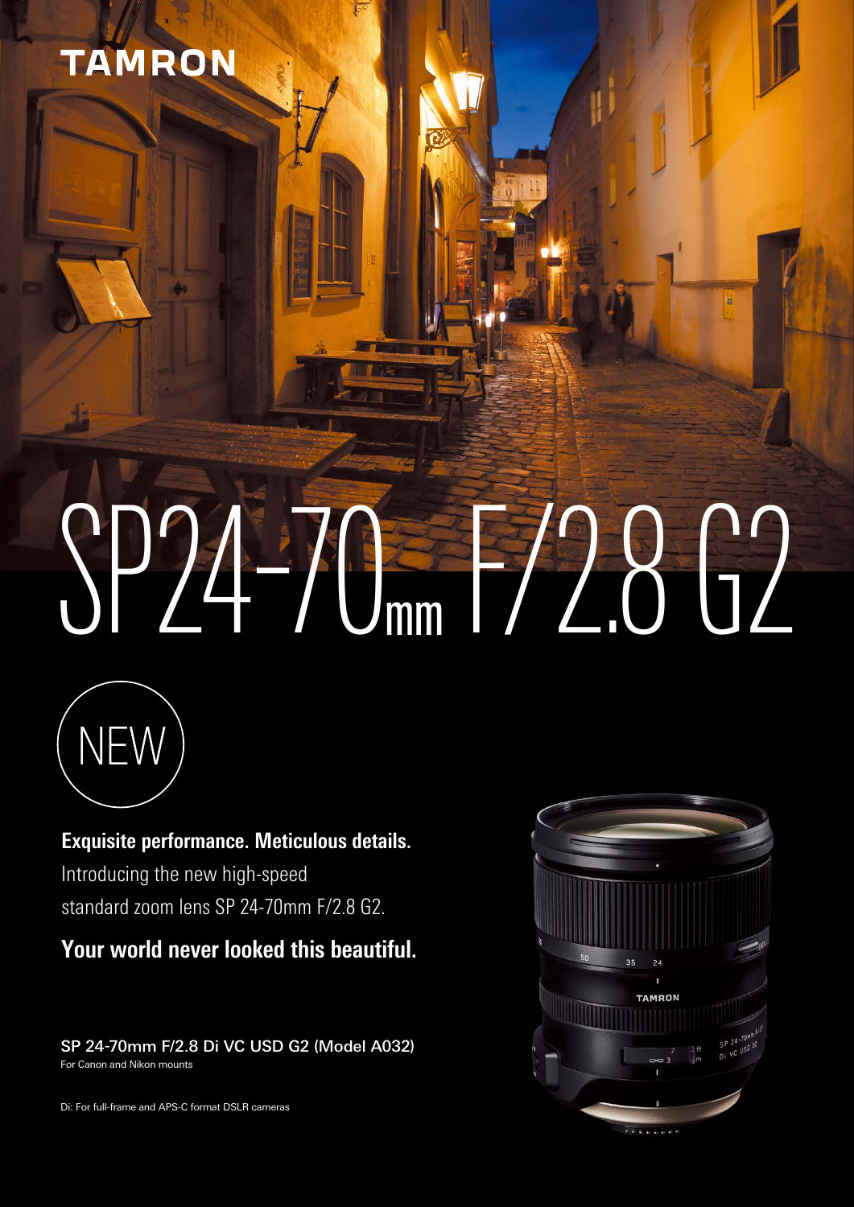TAMRON

# SP24-70mm F/2.8 G2

NEW

**Exquisite performance. Meticulous details.**

Introducing the new high-speed standard zoom lens SP 24-70mm F/2.8 G2.

**Your world never looked this beautiful.**

**SP 24-70mm F/2.8 Di VC USD G2 (Model A032)**
For Canon and Nikon mounts

Di: For full-frame and APS-C format DSLR cameras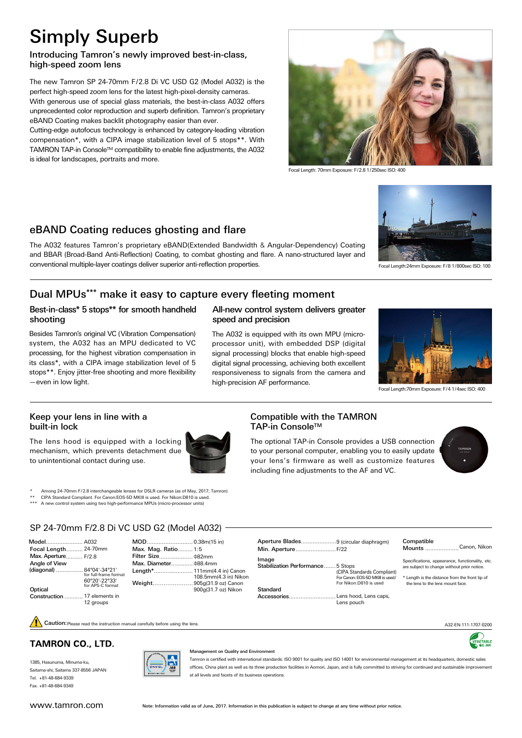# Simply Superb

## Introducing Tamron's newly improved best-in-class, high-speed zoom lens

The new Tamron SP 24-70mm F/2.8 Di VC USD G2 (Model A032) is the perfect high-speed zoom lens for the latest high-pixel-density cameras. With generous use of special glass materials, the best-in-class A032 offers unprecedented color reproduction and superb definition. Tamron's proprietary eBAND Coating makes backlit photography easier than ever. Cutting-edge autofocus technology is enhanced by category-leading vibration compensation*, with a CIPA image stabilization level of 5 stops**. With TAMRON TAP-in Console™ compatibility to enable fine adjustments, the A032 is ideal for landscapes, portraits and more.

Focal Length: 70mm Exposure: F/2.8 1/250sec ISO: 400

## eBAND Coating reduces ghosting and flare

The A032 features Tamron's proprietary eBAND(Extended Bandwidth & Angular-Dependency) Coating and BBAR (Broad-Band Anti-Reflection) Coating, to combat ghosting and flare. A nano-structured layer and conventional multiple-layer coatings deliver superior anti-reflection properties.

Focal Length:24mm Exposure: F/8 1/800sec ISO: 100

## Dual MPUs*** make it easy to capture every fleeting moment

### Best-in-class* 5 stops** for smooth handheld shooting

Besides Tamron's original VC (Vibration Compensation) system, the A032 has an MPU dedicated to VC processing, for the highest vibration compensation in its class*, with a CIPA image stabilization level of 5 stops**. Enjoy jitter-free shooting and more flexibility—even in low light.

### All-new control system delivers greater speed and precision

The A032 is equipped with its own MPU (micro-processor unit), with embedded DSP (digital signal processing) blocks that enable high-speed digital signal processing, achieving both excellent responsiveness to signals from the camera and high-precision AF performance.

Focal Length:70mm Exposure: F/4 1/4sec ISO: 400

## Keep your lens in line with a built-in lock

The lens hood is equipped with a locking mechanism, which prevents detachment due to unintentional contact during use.

## Compatible with the TAMRON TAP-in Console™

The optional TAP-in Console provides a USB connection to your personal computer, enabling you to easily update your lens's firmware as well as customize features including fine adjustments to the AF and VC.

\* Among 24-70mm F/2.8 interchangeable lenses for DSLR cameras (as of May, 2017; Tamron)
\*\* CIPA Standard Compliant. For Canon:EOS-5D MKIII is used. For Nikon:D810 is used.
\*\*\* A new control system using two high-performance MPUs (micro-processor units)

## SP 24-70mm F/2.8 Di VC USD G2 (Model A032)

| | |
|---|---|
| Model | A032 |
| Focal Length | 24-70mm |
| Max. Aperture | F/2.8 |
| Angle of View (diagonal) | 84°04'-34°21' for full-frame format; 60°20'-22°33' for APS-C format |
| Optical Construction | 17 elements in 12 groups |
| MOD | 0.38m(15 in) |
| Max. Mag. Ratio | 1:5 |
| Filter Size | φ82mm |
| Max. Diameter | φ88.4mm |
| Length* | 111mm(4.4 in) Canon; 108.5mm(4.3 in) Nikon |
| Weight | 905g(31.9 oz) Canon; 900g(31.7 oz) Nikon |
| Aperture Blades | 9 (circular diaphragm) |
| Min. Aperture | F/22 |
| Image Stabilization Performance | 5 Stops (CIPA Standards Compliant) For Canon: EOS-5D MKIII is used/ For Nikon:D810 is used |
| Standard Accessories | Lens hood, Lens caps, Lens pouch |
| Compatible Mounts | Canon, Nikon |

Specifications, appearance, functionality, etc. are subject to change without prior notice.

\* Length is the distance from the front tip of the lens to the lens mount face.

**Caution:** Please read the instruction manual carefully before using the lens.

A32-EN-111-1707-0200

## TAMRON CO., LTD.

1385, Hasunuma, Minuma-ku,
Saitama-shi, Saitama 337-8556 JAPAN
Tel. +81-48-684-9339
Fax. +81-48-684-9349

**Management on Quality and Environment**

Tamron is certified with international standards: ISO 9001 for quality and ISO 14001 for environmental management at its headquarters, domestic sales offices, China plant as well as its three production facilities in Aomori, Japan, and is fully committed to striving for continued and sustainable improvement at all levels and facets of its business operations.

VEGETABLE OIL INK

www.tamron.com

Note: Information valid as of June, 2017. Information in this publication is subject to change at any time without prior notice.